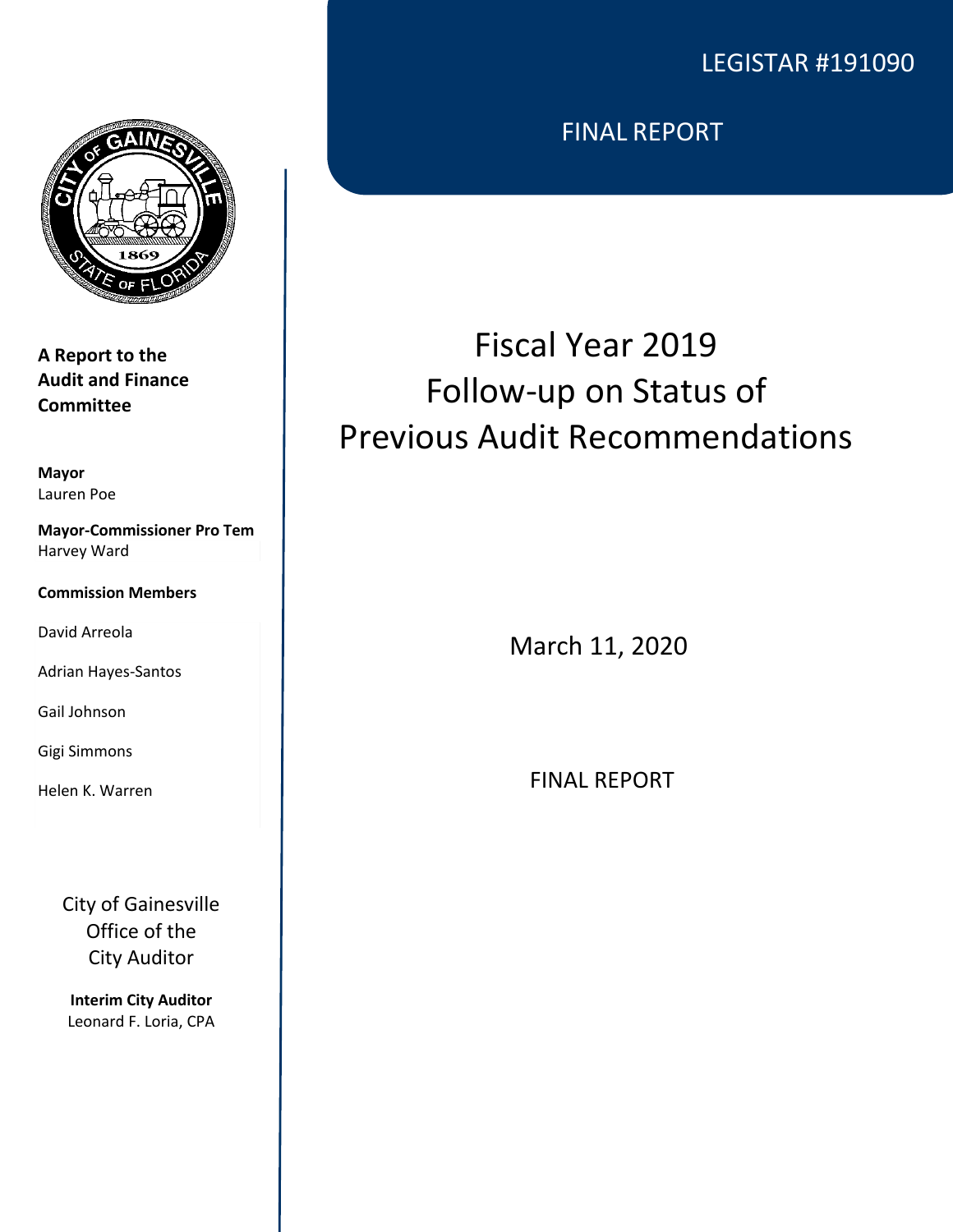LEGISTAR #191090

FINAL REPORT

# Fiscal Year 2019 Follow-up on Status of Previous Audit Recommendations

March 11, 2020

FINAL REPORT

**A Report to the Audit and Finance Committee**

**Mayor**
Lauren Poe

**Mayor-Commissioner Pro Tem**
Harvey Ward

**Commission Members**

David Arreola

Adrian Hayes-Santos

Gail Johnson

Gigi Simmons

Helen K. Warren

City of Gainesville
Office of the
City Auditor

**Interim City Auditor**
Leonard F. Loria, CPA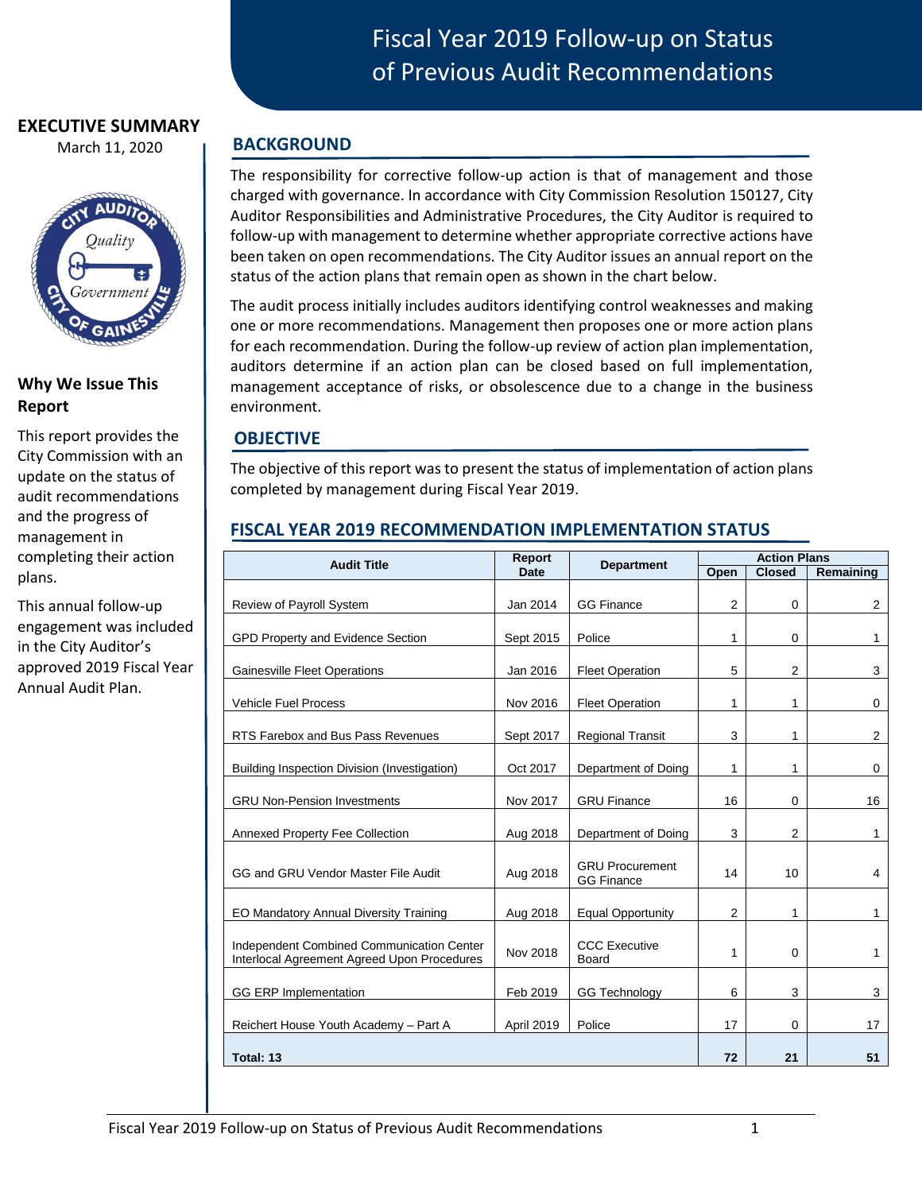# Fiscal Year 2019 Follow-up on Status of Previous Audit Recommendations

**EXECUTIVE SUMMARY**

March 11, 2020

### Why We Issue This Report

This report provides the City Commission with an update on the status of audit recommendations and the progress of management in completing their action plans.

This annual follow-up engagement was included in the City Auditor's approved 2019 Fiscal Year Annual Audit Plan.

## BACKGROUND

The responsibility for corrective follow-up action is that of management and those charged with governance. In accordance with City Commission Resolution 150127, City Auditor Responsibilities and Administrative Procedures, the City Auditor is required to follow-up with management to determine whether appropriate corrective actions have been taken on open recommendations. The City Auditor issues an annual report on the status of the action plans that remain open as shown in the chart below.

The audit process initially includes auditors identifying control weaknesses and making one or more recommendations. Management then proposes one or more action plans for each recommendation. During the follow-up review of action plan implementation, auditors determine if an action plan can be closed based on full implementation, management acceptance of risks, or obsolescence due to a change in the business environment.

## OBJECTIVE

The objective of this report was to present the status of implementation of action plans completed by management during Fiscal Year 2019.

## FISCAL YEAR 2019 RECOMMENDATION IMPLEMENTATION STATUS

| Audit Title | Report Date | Department | Action Plans | | |
|---|---|---|---|---|---|
| | | | Open | Closed | Remaining |
| Review of Payroll System | Jan 2014 | GG Finance | 2 | 0 | 2 |
| GPD Property and Evidence Section | Sept 2015 | Police | 1 | 0 | 1 |
| Gainesville Fleet Operations | Jan 2016 | Fleet Operation | 5 | 2 | 3 |
| Vehicle Fuel Process | Nov 2016 | Fleet Operation | 1 | 1 | 0 |
| RTS Farebox and Bus Pass Revenues | Sept 2017 | Regional Transit | 3 | 1 | 2 |
| Building Inspection Division (Investigation) | Oct 2017 | Department of Doing | 1 | 1 | 0 |
| GRU Non-Pension Investments | Nov 2017 | GRU Finance | 16 | 0 | 16 |
| Annexed Property Fee Collection | Aug 2018 | Department of Doing | 3 | 2 | 1 |
| GG and GRU Vendor Master File Audit | Aug 2018 | GRU Procurement GG Finance | 14 | 10 | 4 |
| EO Mandatory Annual Diversity Training | Aug 2018 | Equal Opportunity | 2 | 1 | 1 |
| Independent Combined Communication Center Interlocal Agreement Agreed Upon Procedures | Nov 2018 | CCC Executive Board | 1 | 0 | 1 |
| GG ERP Implementation | Feb 2019 | GG Technology | 6 | 3 | 3 |
| Reichert House Youth Academy – Part A | April 2019 | Police | 17 | 0 | 17 |
| **Total: 13** | | | **72** | **21** | **51** |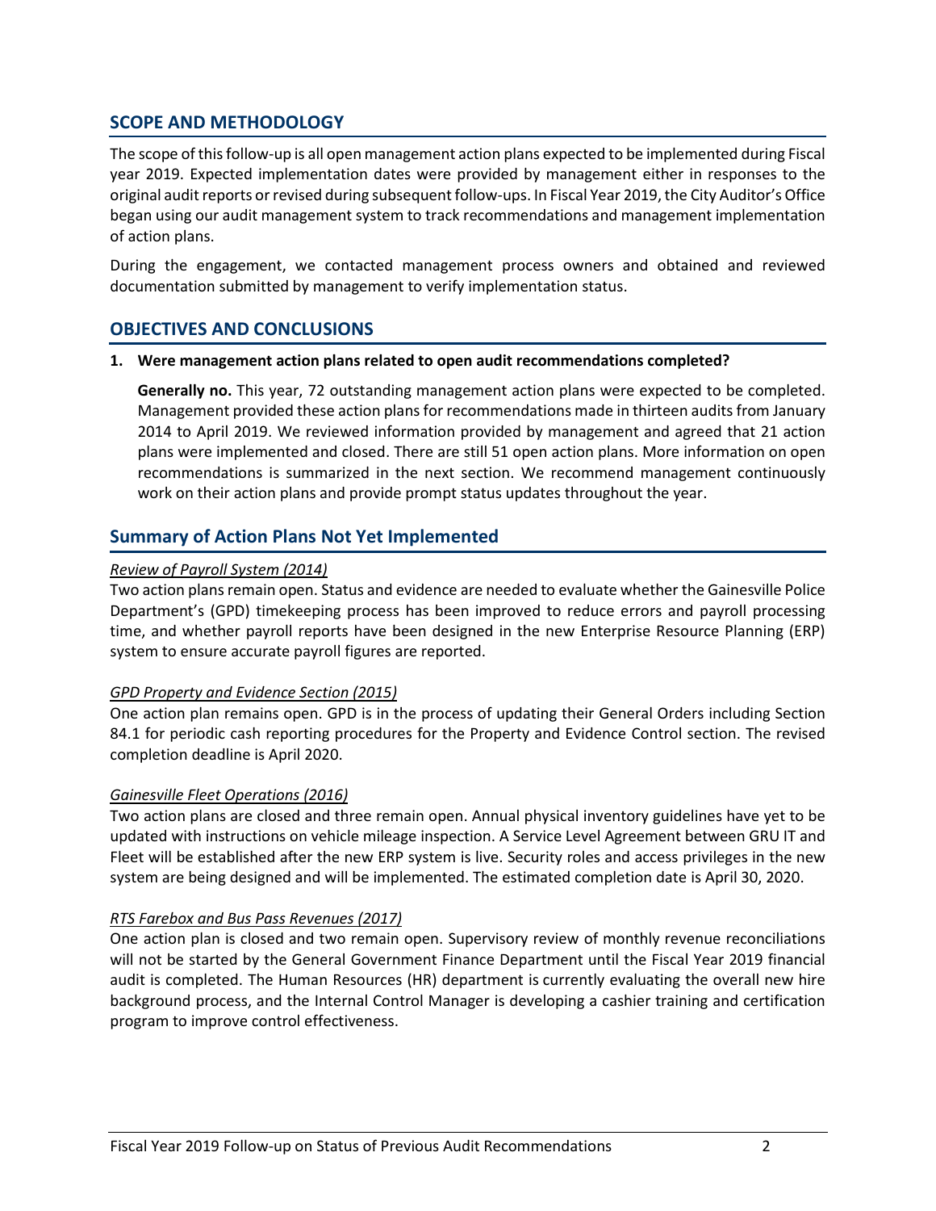## SCOPE AND METHODOLOGY

The scope of this follow-up is all open management action plans expected to be implemented during Fiscal year 2019. Expected implementation dates were provided by management either in responses to the original audit reports or revised during subsequent follow-ups. In Fiscal Year 2019, the City Auditor's Office began using our audit management system to track recommendations and management implementation of action plans.

During the engagement, we contacted management process owners and obtained and reviewed documentation submitted by management to verify implementation status.

## OBJECTIVES AND CONCLUSIONS

1. **Were management action plans related to open audit recommendations completed?**

   **Generally no.** This year, 72 outstanding management action plans were expected to be completed. Management provided these action plans for recommendations made in thirteen audits from January 2014 to April 2019. We reviewed information provided by management and agreed that 21 action plans were implemented and closed. There are still 51 open action plans. More information on open recommendations is summarized in the next section. We recommend management continuously work on their action plans and provide prompt status updates throughout the year.

## Summary of Action Plans Not Yet Implemented

*Review of Payroll System (2014)*

Two action plans remain open. Status and evidence are needed to evaluate whether the Gainesville Police Department's (GPD) timekeeping process has been improved to reduce errors and payroll processing time, and whether payroll reports have been designed in the new Enterprise Resource Planning (ERP) system to ensure accurate payroll figures are reported.

*GPD Property and Evidence Section (2015)*

One action plan remains open. GPD is in the process of updating their General Orders including Section 84.1 for periodic cash reporting procedures for the Property and Evidence Control section. The revised completion deadline is April 2020.

*Gainesville Fleet Operations (2016)*

Two action plans are closed and three remain open. Annual physical inventory guidelines have yet to be updated with instructions on vehicle mileage inspection. A Service Level Agreement between GRU IT and Fleet will be established after the new ERP system is live. Security roles and access privileges in the new system are being designed and will be implemented. The estimated completion date is April 30, 2020.

*RTS Farebox and Bus Pass Revenues (2017)*

One action plan is closed and two remain open. Supervisory review of monthly revenue reconciliations will not be started by the General Government Finance Department until the Fiscal Year 2019 financial audit is completed. The Human Resources (HR) department is currently evaluating the overall new hire background process, and the Internal Control Manager is developing a cashier training and certification program to improve control effectiveness.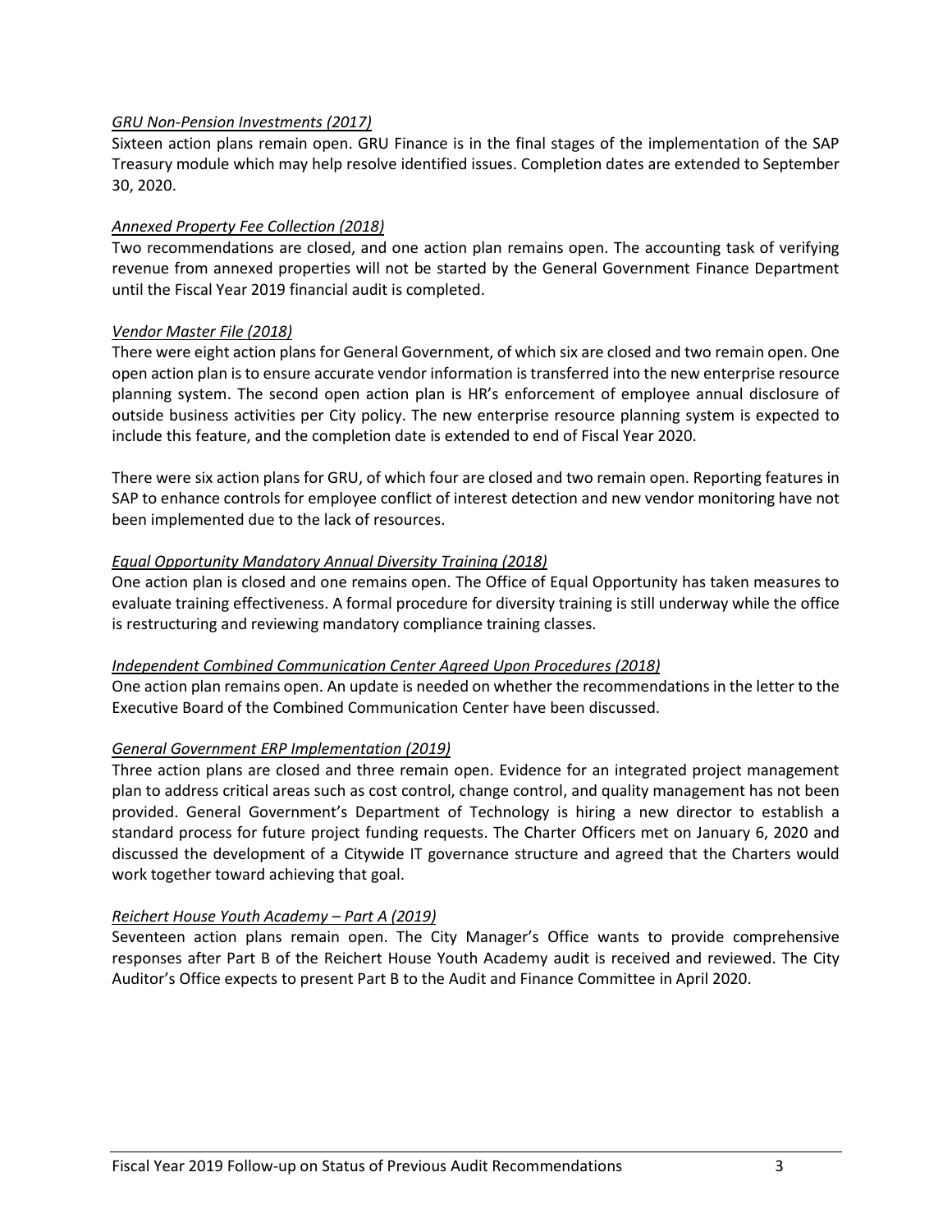*GRU Non-Pension Investments (2017)*

Sixteen action plans remain open. GRU Finance is in the final stages of the implementation of the SAP Treasury module which may help resolve identified issues. Completion dates are extended to September 30, 2020.

*Annexed Property Fee Collection (2018)*

Two recommendations are closed, and one action plan remains open. The accounting task of verifying revenue from annexed properties will not be started by the General Government Finance Department until the Fiscal Year 2019 financial audit is completed.

*Vendor Master File (2018)*

There were eight action plans for General Government, of which six are closed and two remain open. One open action plan is to ensure accurate vendor information is transferred into the new enterprise resource planning system. The second open action plan is HR's enforcement of employee annual disclosure of outside business activities per City policy. The new enterprise resource planning system is expected to include this feature, and the completion date is extended to end of Fiscal Year 2020.

There were six action plans for GRU, of which four are closed and two remain open. Reporting features in SAP to enhance controls for employee conflict of interest detection and new vendor monitoring have not been implemented due to the lack of resources.

*Equal Opportunity Mandatory Annual Diversity Training (2018)*

One action plan is closed and one remains open. The Office of Equal Opportunity has taken measures to evaluate training effectiveness. A formal procedure for diversity training is still underway while the office is restructuring and reviewing mandatory compliance training classes.

*Independent Combined Communication Center Agreed Upon Procedures (2018)*

One action plan remains open. An update is needed on whether the recommendations in the letter to the Executive Board of the Combined Communication Center have been discussed.

*General Government ERP Implementation (2019)*

Three action plans are closed and three remain open. Evidence for an integrated project management plan to address critical areas such as cost control, change control, and quality management has not been provided. General Government's Department of Technology is hiring a new director to establish a standard process for future project funding requests. The Charter Officers met on January 6, 2020 and discussed the development of a Citywide IT governance structure and agreed that the Charters would work together toward achieving that goal.

*Reichert House Youth Academy – Part A (2019)*

Seventeen action plans remain open. The City Manager's Office wants to provide comprehensive responses after Part B of the Reichert House Youth Academy audit is received and reviewed. The City Auditor's Office expects to present Part B to the Audit and Finance Committee in April 2020.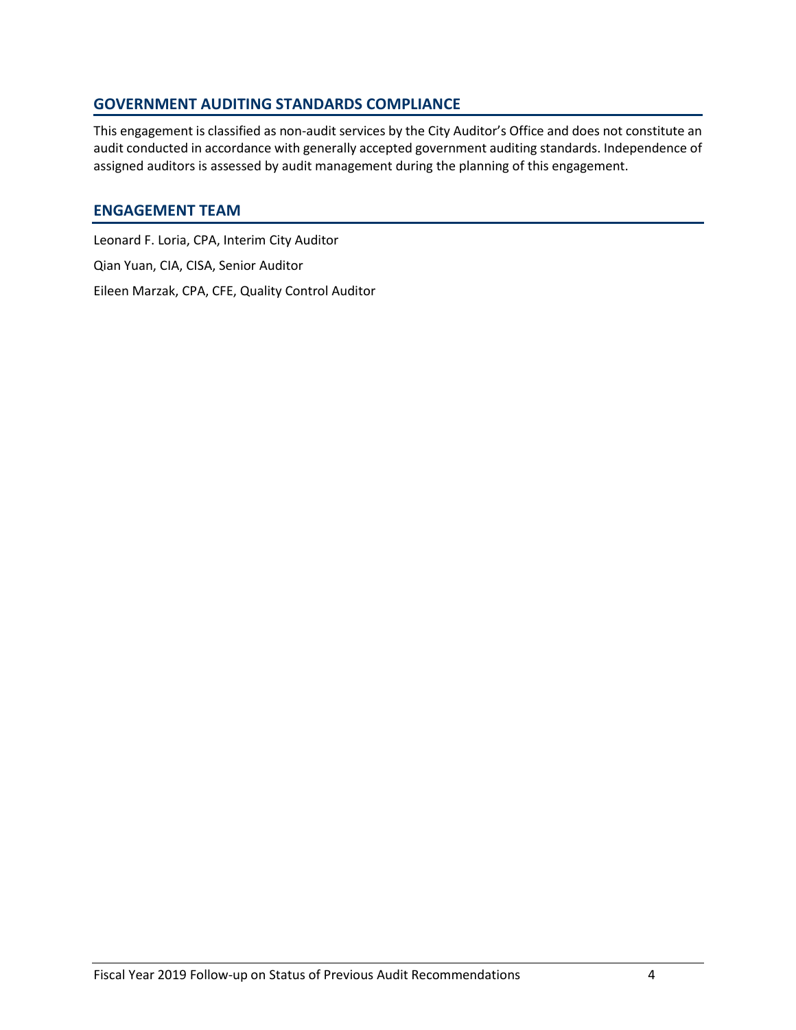## GOVERNMENT AUDITING STANDARDS COMPLIANCE

This engagement is classified as non-audit services by the City Auditor's Office and does not constitute an audit conducted in accordance with generally accepted government auditing standards. Independence of assigned auditors is assessed by audit management during the planning of this engagement.

## ENGAGEMENT TEAM

Leonard F. Loria, CPA, Interim City Auditor

Qian Yuan, CIA, CISA, Senior Auditor

Eileen Marzak, CPA, CFE, Quality Control Auditor